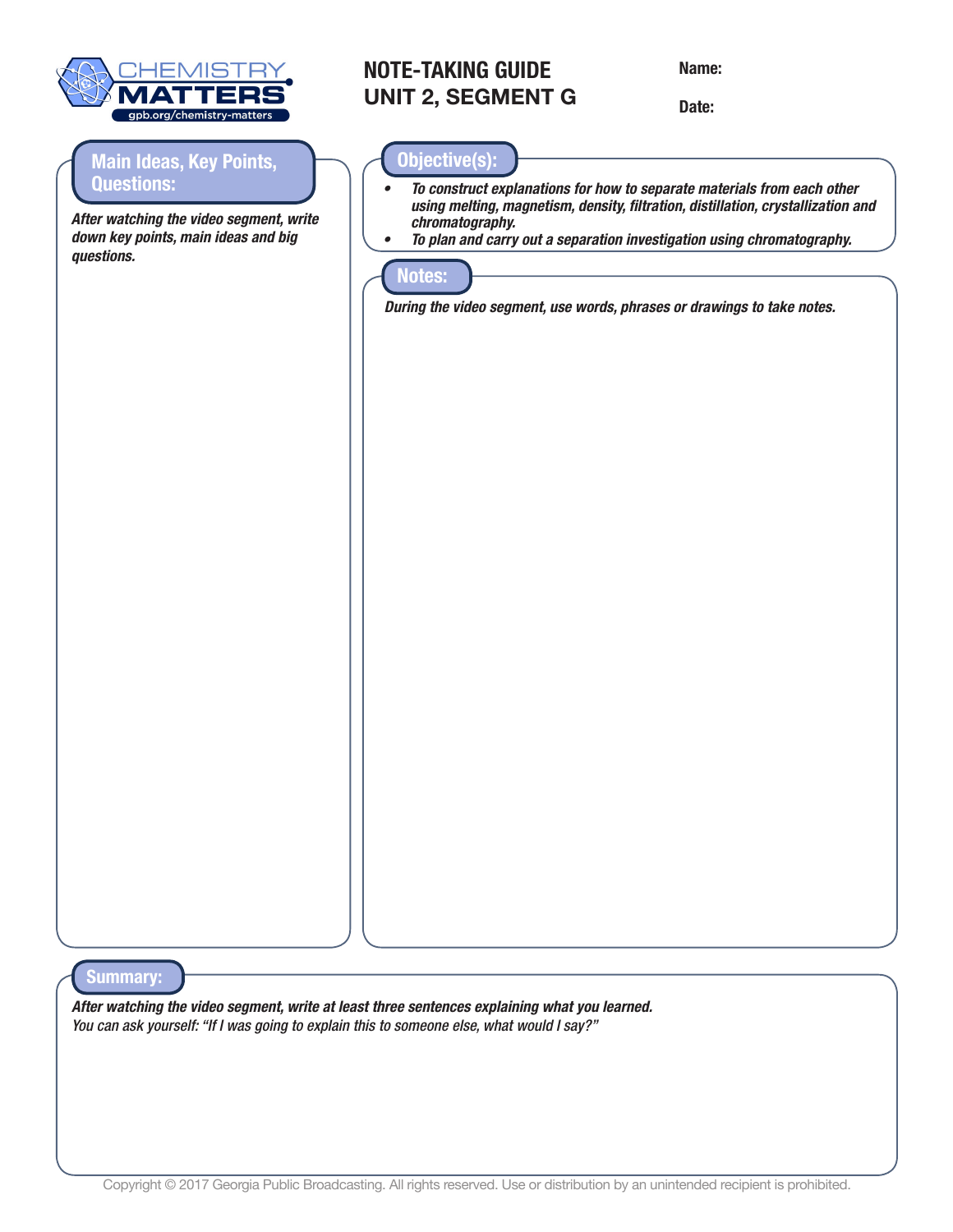CHEMISTRY MATTERS
gpb.org/chemistry-matters

# NOTE-TAKING GUIDE
## UNIT 2, SEGMENT G

**Name:**

**Date:**

## Main Ideas, Key Points, Questions:

***After watching the video segment, write down key points, main ideas and big questions.***

## Objective(s):

- ***To construct explanations for how to separate materials from each other using melting, magnetism, density, filtration, distillation, crystallization and chromatography.***
- ***To plan and carry out a separation investigation using chromatography.***

## Notes:

***During the video segment, use words, phrases or drawings to take notes.***

## Summary:

***After watching the video segment, write at least three sentences explaining what you learned.***
*You can ask yourself: "If I was going to explain this to someone else, what would I say?"*

Copyright © 2017 Georgia Public Broadcasting. All rights reserved. Use or distribution by an unintended recipient is prohibited.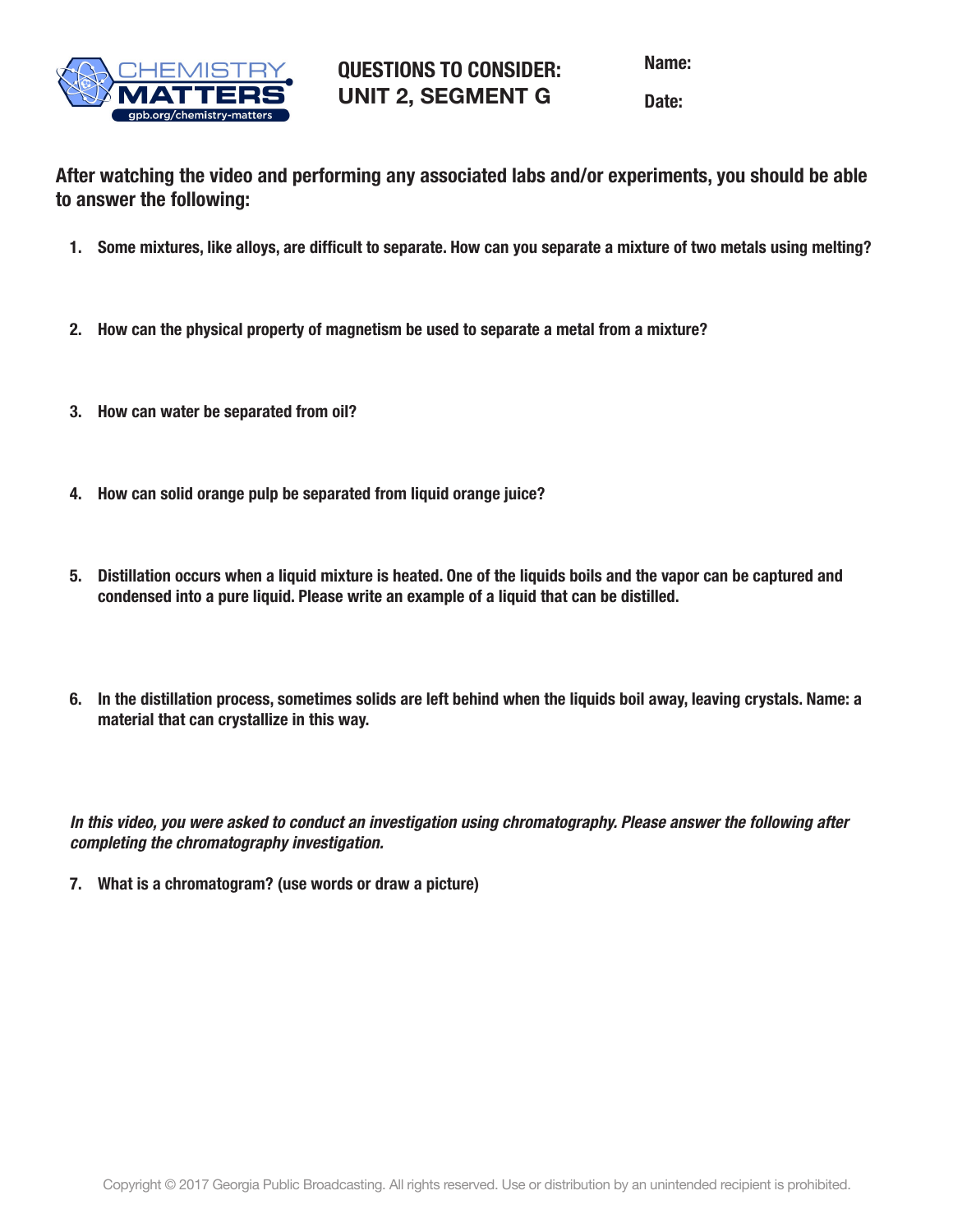# QUESTIONS TO CONSIDER: UNIT 2, SEGMENT G

**Name:**

**Date:**

**After watching the video and performing any associated labs and/or experiments, you should be able to answer the following:**

1. **Some mixtures, like alloys, are difficult to separate. How can you separate a mixture of two metals using melting?**

2. **How can the physical property of magnetism be used to separate a metal from a mixture?**

3. **How can water be separated from oil?**

4. **How can solid orange pulp be separated from liquid orange juice?**

5. **Distillation occurs when a liquid mixture is heated. One of the liquids boils and the vapor can be captured and condensed into a pure liquid. Please write an example of a liquid that can be distilled.**

6. **In the distillation process, sometimes solids are left behind when the liquids boil away, leaving crystals. Name: a material that can crystallize in this way.**

***In this video, you were asked to conduct an investigation using chromatography. Please answer the following after completing the chromatography investigation.***

7. **What is a chromatogram? (use words or draw a picture)**